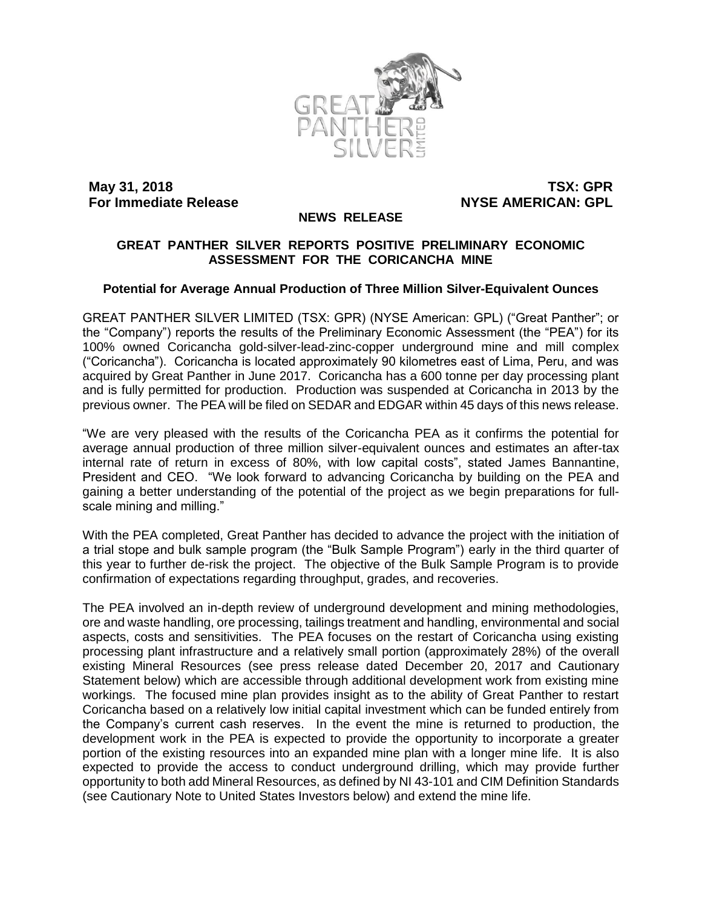**May 31, 2018** **TSX: GPR**
**For Immediate Release** **NYSE AMERICAN: GPL**

**NEWS RELEASE**

# GREAT PANTHER SILVER REPORTS POSITIVE PRELIMINARY ECONOMIC ASSESSMENT FOR THE CORICANCHA MINE

### Potential for Average Annual Production of Three Million Silver-Equivalent Ounces

GREAT PANTHER SILVER LIMITED (TSX: GPR) (NYSE American: GPL) ("Great Panther"; or the "Company") reports the results of the Preliminary Economic Assessment (the "PEA") for its 100% owned Coricancha gold-silver-lead-zinc-copper underground mine and mill complex ("Coricancha"). Coricancha is located approximately 90 kilometres east of Lima, Peru, and was acquired by Great Panther in June 2017. Coricancha has a 600 tonne per day processing plant and is fully permitted for production. Production was suspended at Coricancha in 2013 by the previous owner. The PEA will be filed on SEDAR and EDGAR within 45 days of this news release.

"We are very pleased with the results of the Coricancha PEA as it confirms the potential for average annual production of three million silver-equivalent ounces and estimates an after-tax internal rate of return in excess of 80%, with low capital costs", stated James Bannantine, President and CEO. "We look forward to advancing Coricancha by building on the PEA and gaining a better understanding of the potential of the project as we begin preparations for full-scale mining and milling."

With the PEA completed, Great Panther has decided to advance the project with the initiation of a trial stope and bulk sample program (the "Bulk Sample Program") early in the third quarter of this year to further de-risk the project. The objective of the Bulk Sample Program is to provide confirmation of expectations regarding throughput, grades, and recoveries.

The PEA involved an in-depth review of underground development and mining methodologies, ore and waste handling, ore processing, tailings treatment and handling, environmental and social aspects, costs and sensitivities. The PEA focuses on the restart of Coricancha using existing processing plant infrastructure and a relatively small portion (approximately 28%) of the overall existing Mineral Resources (see press release dated December 20, 2017 and Cautionary Statement below) which are accessible through additional development work from existing mine workings. The focused mine plan provides insight as to the ability of Great Panther to restart Coricancha based on a relatively low initial capital investment which can be funded entirely from the Company's current cash reserves. In the event the mine is returned to production, the development work in the PEA is expected to provide the opportunity to incorporate a greater portion of the existing resources into an expanded mine plan with a longer mine life. It is also expected to provide the access to conduct underground drilling, which may provide further opportunity to both add Mineral Resources, as defined by NI 43-101 and CIM Definition Standards (see Cautionary Note to United States Investors below) and extend the mine life.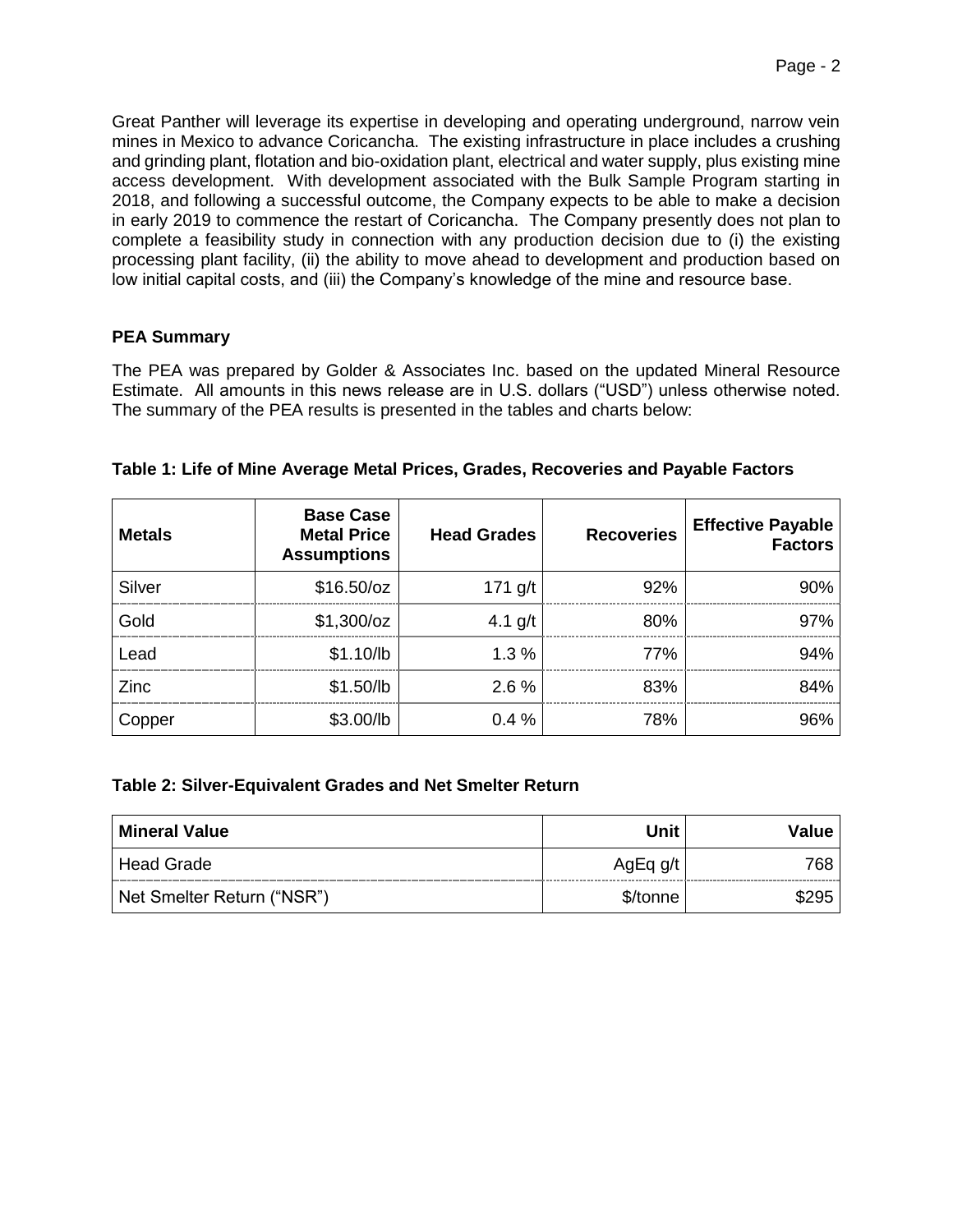Great Panther will leverage its expertise in developing and operating underground, narrow vein mines in Mexico to advance Coricancha. The existing infrastructure in place includes a crushing and grinding plant, flotation and bio-oxidation plant, electrical and water supply, plus existing mine access development. With development associated with the Bulk Sample Program starting in 2018, and following a successful outcome, the Company expects to be able to make a decision in early 2019 to commence the restart of Coricancha. The Company presently does not plan to complete a feasibility study in connection with any production decision due to (i) the existing processing plant facility, (ii) the ability to move ahead to development and production based on low initial capital costs, and (iii) the Company's knowledge of the mine and resource base.

**PEA Summary**

The PEA was prepared by Golder & Associates Inc. based on the updated Mineral Resource Estimate. All amounts in this news release are in U.S. dollars ("USD") unless otherwise noted. The summary of the PEA results is presented in the tables and charts below:

**Table 1: Life of Mine Average Metal Prices, Grades, Recoveries and Payable Factors**

| Metals | Base Case Metal Price Assumptions | Head Grades | Recoveries | Effective Payable Factors |
|---|---:|---:|---:|---:|
| Silver | $16.50/oz | 171 g/t | 92% | 90% |
| Gold | $1,300/oz | 4.1 g/t | 80% | 97% |
| Lead | $1.10/lb | 1.3 % | 77% | 94% |
| Zinc | $1.50/lb | 2.6 % | 83% | 84% |
| Copper | $3.00/lb | 0.4 % | 78% | 96% |

**Table 2: Silver-Equivalent Grades and Net Smelter Return**

| Mineral Value | Unit | Value |
|---|---:|---:|
| Head Grade | AgEq g/t | 768 |
| Net Smelter Return ("NSR") | $/tonne | $295 |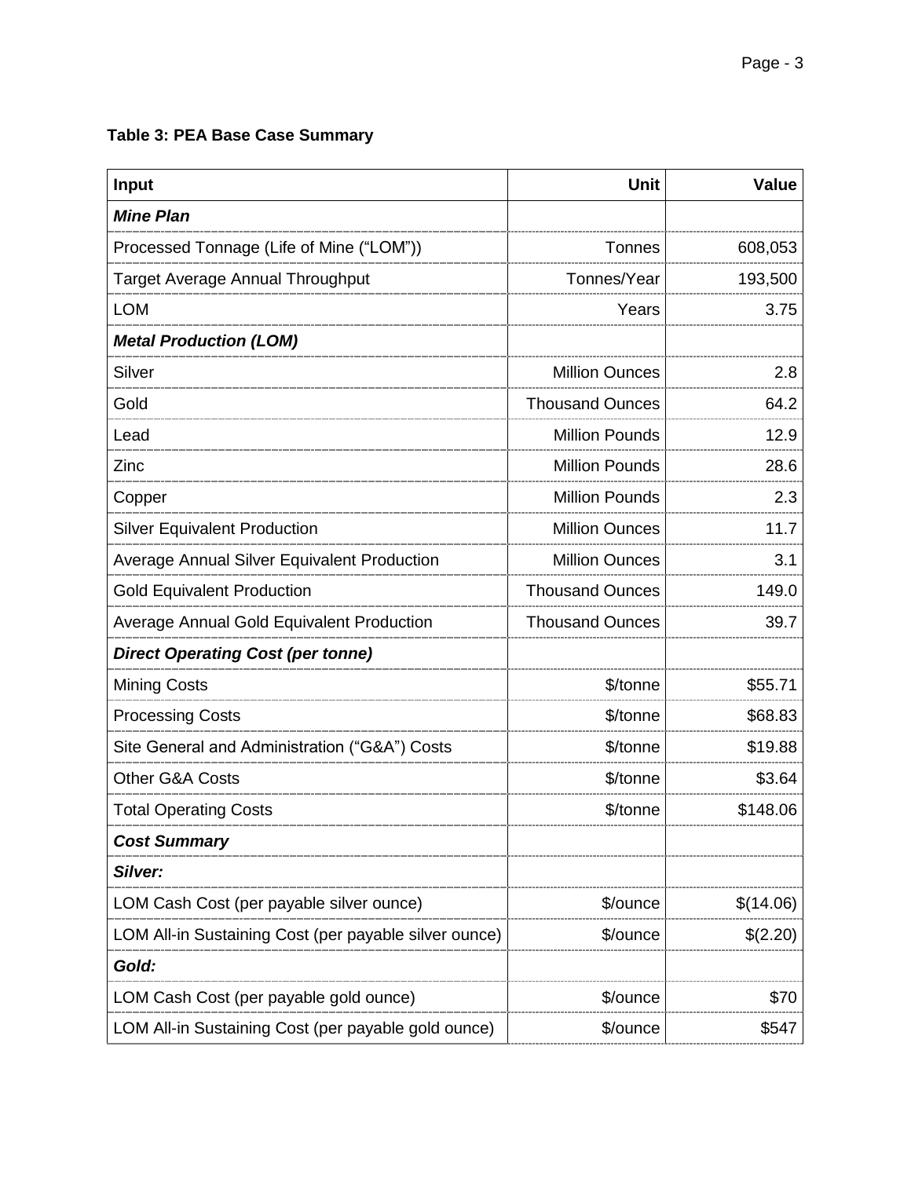**Table 3: PEA Base Case Summary**

| Input | Unit | Value |
|---|---:|---:|
| ***Mine Plan*** | | |
| Processed Tonnage (Life of Mine (“LOM”)) | Tonnes | 608,053 |
| Target Average Annual Throughput | Tonnes/Year | 193,500 |
| LOM | Years | 3.75 |
| ***Metal Production (LOM)*** | | |
| Silver | Million Ounces | 2.8 |
| Gold | Thousand Ounces | 64.2 |
| Lead | Million Pounds | 12.9 |
| Zinc | Million Pounds | 28.6 |
| Copper | Million Pounds | 2.3 |
| Silver Equivalent Production | Million Ounces | 11.7 |
| Average Annual Silver Equivalent Production | Million Ounces | 3.1 |
| Gold Equivalent Production | Thousand Ounces | 149.0 |
| Average Annual Gold Equivalent Production | Thousand Ounces | 39.7 |
| ***Direct Operating Cost (per tonne)*** | | |
| Mining Costs | $/tonne | $55.71 |
| Processing Costs | $/tonne | $68.83 |
| Site General and Administration (“G&A”) Costs | $/tonne | $19.88 |
| Other G&A Costs | $/tonne | $3.64 |
| Total Operating Costs | $/tonne | $148.06 |
| ***Cost Summary*** | | |
| ***Silver:*** | | |
| LOM Cash Cost (per payable silver ounce) | $/ounce | $(14.06) |
| LOM All-in Sustaining Cost (per payable silver ounce) | $/ounce | $(2.20) |
| ***Gold:*** | | |
| LOM Cash Cost (per payable gold ounce) | $/ounce | $70 |
| LOM All-in Sustaining Cost (per payable gold ounce) | $/ounce | $547 |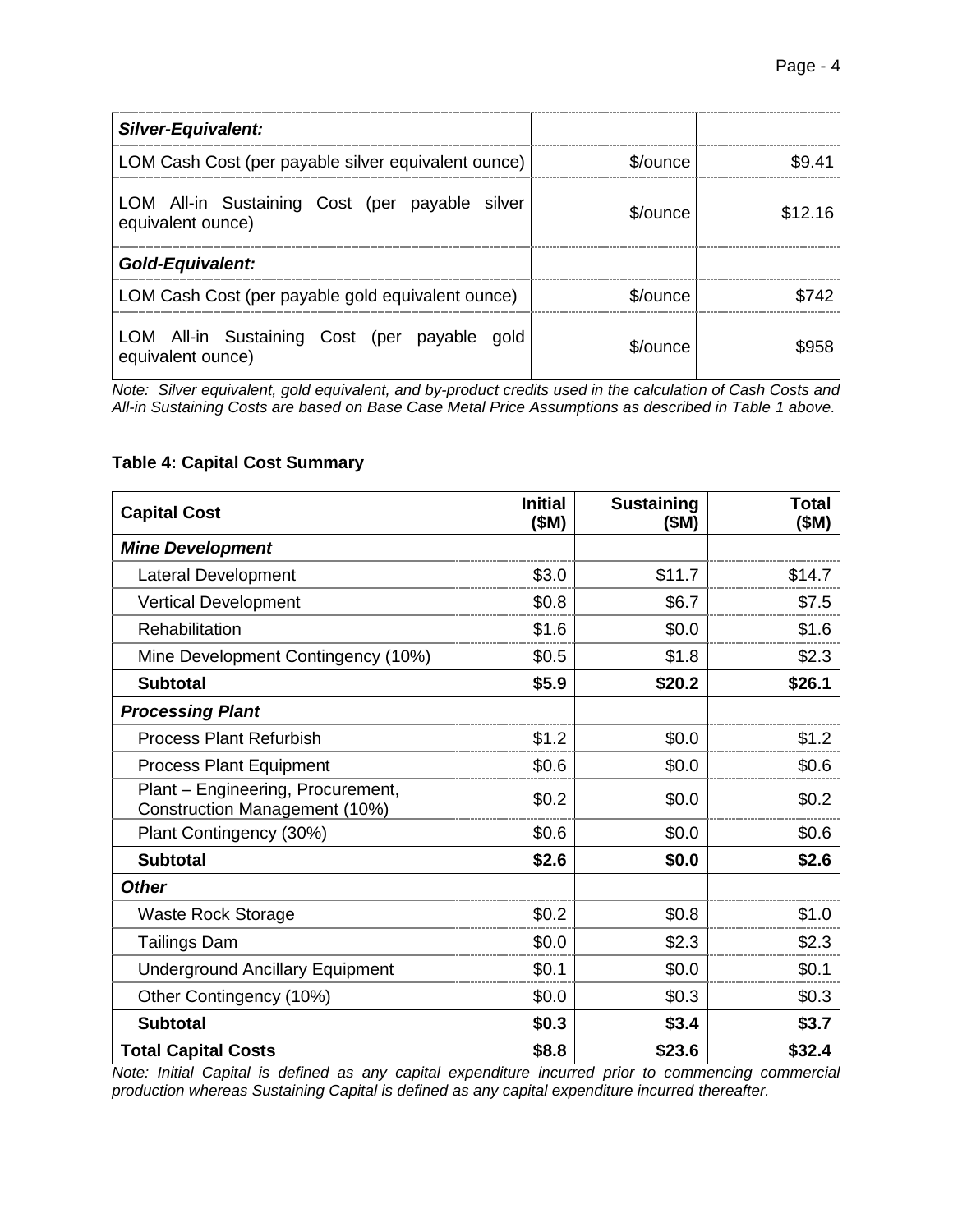| *Silver-Equivalent:* | | |
|---|---|---|
| LOM Cash Cost (per payable silver equivalent ounce) | $/ounce | $9.41 |
| LOM All-in Sustaining Cost (per payable silver equivalent ounce) | $/ounce | $12.16 |
| ***Gold-Equivalent:*** | | |
| LOM Cash Cost (per payable gold equivalent ounce) | $/ounce | $742 |
| LOM All-in Sustaining Cost (per payable gold equivalent ounce) | $/ounce | $958 |

*Note: Silver equivalent, gold equivalent, and by-product credits used in the calculation of Cash Costs and All-in Sustaining Costs are based on Base Case Metal Price Assumptions as described in Table 1 above.*

**Table 4: Capital Cost Summary**

| **Capital Cost** | **Initial ($M)** | **Sustaining ($M)** | **Total ($M)** |
|---|---|---|---|
| ***Mine Development*** | | | |
| Lateral Development | $3.0 | $11.7 | $14.7 |
| Vertical Development | $0.8 | $6.7 | $7.5 |
| Rehabilitation | $1.6 | $0.0 | $1.6 |
| Mine Development Contingency (10%) | $0.5 | $1.8 | $2.3 |
| **Subtotal** | **$5.9** | **$20.2** | **$26.1** |
| ***Processing Plant*** | | | |
| Process Plant Refurbish | $1.2 | $0.0 | $1.2 |
| Process Plant Equipment | $0.6 | $0.0 | $0.6 |
| Plant – Engineering, Procurement, Construction Management (10%) | $0.2 | $0.0 | $0.2 |
| Plant Contingency (30%) | $0.6 | $0.0 | $0.6 |
| **Subtotal** | **$2.6** | **$0.0** | **$2.6** |
| ***Other*** | | | |
| Waste Rock Storage | $0.2 | $0.8 | $1.0 |
| Tailings Dam | $0.0 | $2.3 | $2.3 |
| Underground Ancillary Equipment | $0.1 | $0.0 | $0.1 |
| Other Contingency (10%) | $0.0 | $0.3 | $0.3 |
| **Subtotal** | **$0.3** | **$3.4** | **$3.7** |
| **Total Capital Costs** | **$8.8** | **$23.6** | **$32.4** |

*Note: Initial Capital is defined as any capital expenditure incurred prior to commencing commercial production whereas Sustaining Capital is defined as any capital expenditure incurred thereafter.*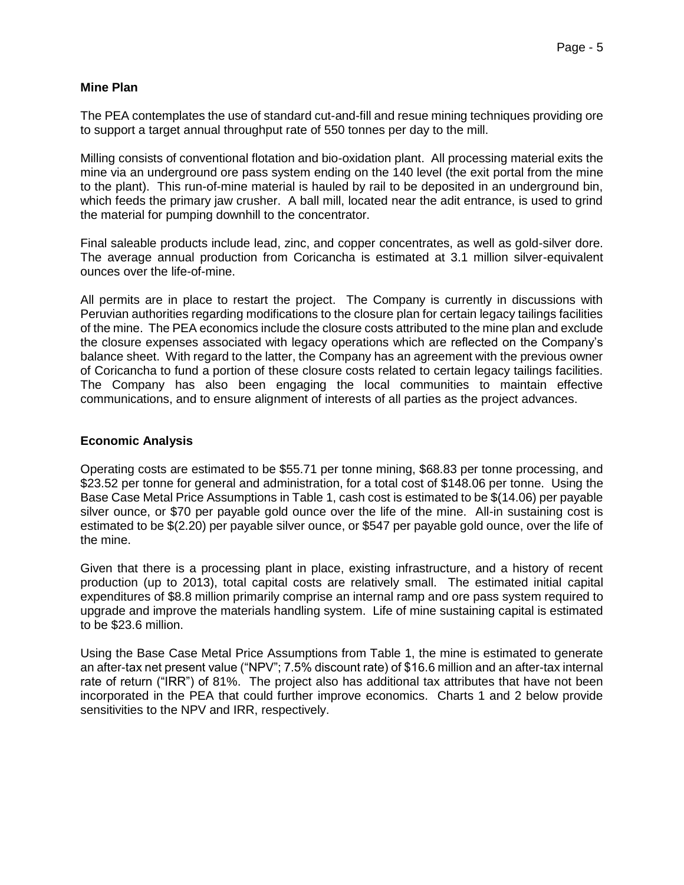## Mine Plan

The PEA contemplates the use of standard cut-and-fill and resue mining techniques providing ore to support a target annual throughput rate of 550 tonnes per day to the mill.

Milling consists of conventional flotation and bio-oxidation plant. All processing material exits the mine via an underground ore pass system ending on the 140 level (the exit portal from the mine to the plant). This run-of-mine material is hauled by rail to be deposited in an underground bin, which feeds the primary jaw crusher. A ball mill, located near the adit entrance, is used to grind the material for pumping downhill to the concentrator.

Final saleable products include lead, zinc, and copper concentrates, as well as gold-silver dore. The average annual production from Coricancha is estimated at 3.1 million silver-equivalent ounces over the life-of-mine.

All permits are in place to restart the project. The Company is currently in discussions with Peruvian authorities regarding modifications to the closure plan for certain legacy tailings facilities of the mine. The PEA economics include the closure costs attributed to the mine plan and exclude the closure expenses associated with legacy operations which are reflected on the Company's balance sheet. With regard to the latter, the Company has an agreement with the previous owner of Coricancha to fund a portion of these closure costs related to certain legacy tailings facilities. The Company has also been engaging the local communities to maintain effective communications, and to ensure alignment of interests of all parties as the project advances.

## Economic Analysis

Operating costs are estimated to be $55.71 per tonne mining, $68.83 per tonne processing, and $23.52 per tonne for general and administration, for a total cost of $148.06 per tonne. Using the Base Case Metal Price Assumptions in Table 1, cash cost is estimated to be $(14.06) per payable silver ounce, or $70 per payable gold ounce over the life of the mine. All-in sustaining cost is estimated to be $(2.20) per payable silver ounce, or $547 per payable gold ounce, over the life of the mine.

Given that there is a processing plant in place, existing infrastructure, and a history of recent production (up to 2013), total capital costs are relatively small. The estimated initial capital expenditures of $8.8 million primarily comprise an internal ramp and ore pass system required to upgrade and improve the materials handling system. Life of mine sustaining capital is estimated to be $23.6 million.

Using the Base Case Metal Price Assumptions from Table 1, the mine is estimated to generate an after-tax net present value ("NPV"; 7.5% discount rate) of $16.6 million and an after-tax internal rate of return ("IRR") of 81%. The project also has additional tax attributes that have not been incorporated in the PEA that could further improve economics. Charts 1 and 2 below provide sensitivities to the NPV and IRR, respectively.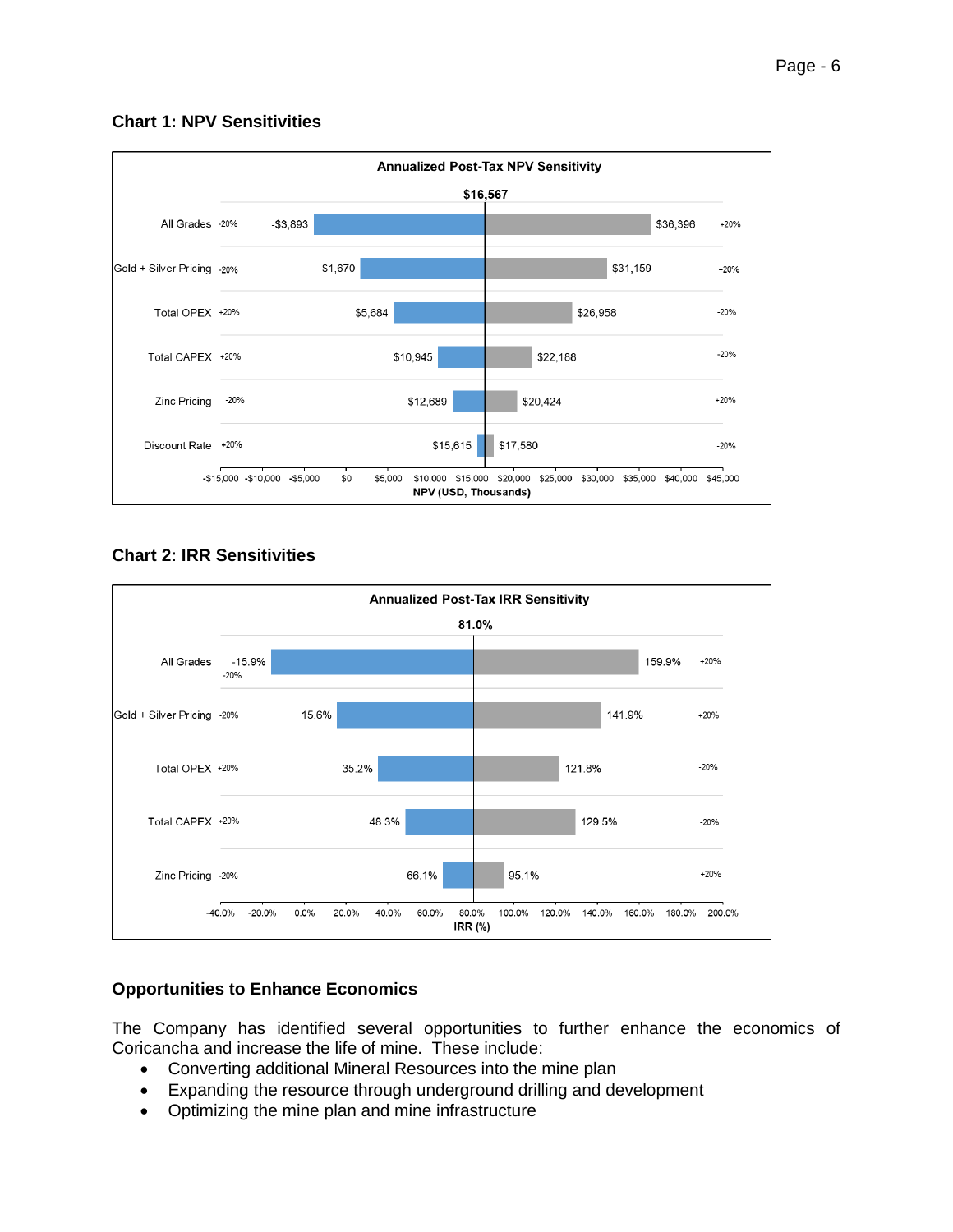**Chart 1: NPV Sensitivities**

Annualized Post-Tax NPV Sensitivity

Base case: $16,567

| Parameter | Low Case | NPV (Low) | NPV (High) | High Case |
|---|---|---|---|---|
| All Grades | -20% | -$3,893 | $36,396 | +20% |
| Gold + Silver Pricing | -20% | $1,670 | $31,159 | +20% |
| Total OPEX | +20% | $5,684 | $26,958 | -20% |
| Total CAPEX | +20% | $10,945 | $22,188 | -20% |
| Zinc Pricing | -20% | $12,689 | $20,424 | +20% |
| Discount Rate | +20% | $15,615 | $17,580 | -20% |

NPV (USD, Thousands)

**Chart 2: IRR Sensitivities**

Annualized Post-Tax IRR Sensitivity

Base case: 81.0%

| Parameter | Low Case | IRR (Low) | IRR (High) | High Case |
|---|---|---|---|---|
| All Grades | -20% | -15.9% | 159.9% | +20% |
| Gold + Silver Pricing | -20% | 15.6% | 141.9% | +20% |
| Total OPEX | +20% | 35.2% | 121.8% | -20% |
| Total CAPEX | +20% | 48.3% | 129.5% | -20% |
| Zinc Pricing | -20% | 66.1% | 95.1% | +20% |

IRR (%)

**Opportunities to Enhance Economics**

The Company has identified several opportunities to further enhance the economics of Coricancha and increase the life of mine. These include:

- Converting additional Mineral Resources into the mine plan
- Expanding the resource through underground drilling and development
- Optimizing the mine plan and mine infrastructure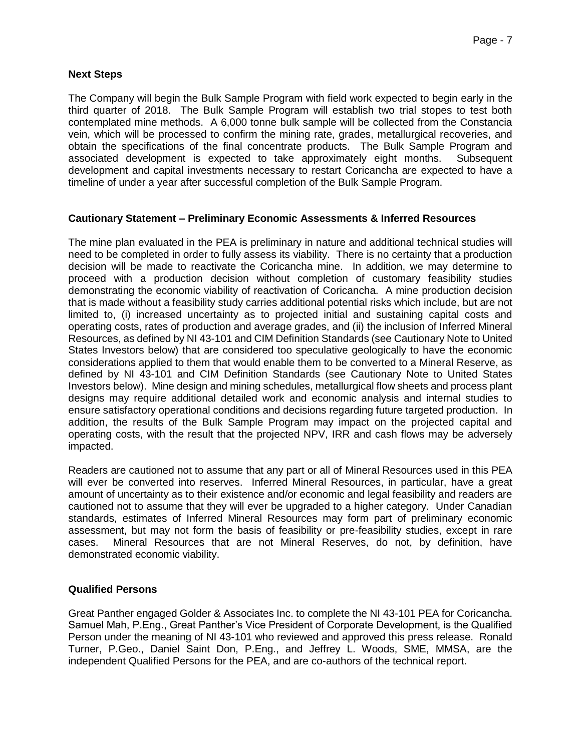## Next Steps

The Company will begin the Bulk Sample Program with field work expected to begin early in the third quarter of 2018. The Bulk Sample Program will establish two trial stopes to test both contemplated mine methods. A 6,000 tonne bulk sample will be collected from the Constancia vein, which will be processed to confirm the mining rate, grades, metallurgical recoveries, and obtain the specifications of the final concentrate products. The Bulk Sample Program and associated development is expected to take approximately eight months. Subsequent development and capital investments necessary to restart Coricancha are expected to have a timeline of under a year after successful completion of the Bulk Sample Program.

## Cautionary Statement – Preliminary Economic Assessments & Inferred Resources

The mine plan evaluated in the PEA is preliminary in nature and additional technical studies will need to be completed in order to fully assess its viability. There is no certainty that a production decision will be made to reactivate the Coricancha mine. In addition, we may determine to proceed with a production decision without completion of customary feasibility studies demonstrating the economic viability of reactivation of Coricancha. A mine production decision that is made without a feasibility study carries additional potential risks which include, but are not limited to, (i) increased uncertainty as to projected initial and sustaining capital costs and operating costs, rates of production and average grades, and (ii) the inclusion of Inferred Mineral Resources, as defined by NI 43-101 and CIM Definition Standards (see Cautionary Note to United States Investors below) that are considered too speculative geologically to have the economic considerations applied to them that would enable them to be converted to a Mineral Reserve, as defined by NI 43-101 and CIM Definition Standards (see Cautionary Note to United States Investors below). Mine design and mining schedules, metallurgical flow sheets and process plant designs may require additional detailed work and economic analysis and internal studies to ensure satisfactory operational conditions and decisions regarding future targeted production. In addition, the results of the Bulk Sample Program may impact on the projected capital and operating costs, with the result that the projected NPV, IRR and cash flows may be adversely impacted.

Readers are cautioned not to assume that any part or all of Mineral Resources used in this PEA will ever be converted into reserves. Inferred Mineral Resources, in particular, have a great amount of uncertainty as to their existence and/or economic and legal feasibility and readers are cautioned not to assume that they will ever be upgraded to a higher category. Under Canadian standards, estimates of Inferred Mineral Resources may form part of preliminary economic assessment, but may not form the basis of feasibility or pre-feasibility studies, except in rare cases. Mineral Resources that are not Mineral Reserves, do not, by definition, have demonstrated economic viability.

## Qualified Persons

Great Panther engaged Golder & Associates Inc. to complete the NI 43-101 PEA for Coricancha. Samuel Mah, P.Eng., Great Panther's Vice President of Corporate Development, is the Qualified Person under the meaning of NI 43-101 who reviewed and approved this press release. Ronald Turner, P.Geo., Daniel Saint Don, P.Eng., and Jeffrey L. Woods, SME, MMSA, are the independent Qualified Persons for the PEA, and are co-authors of the technical report.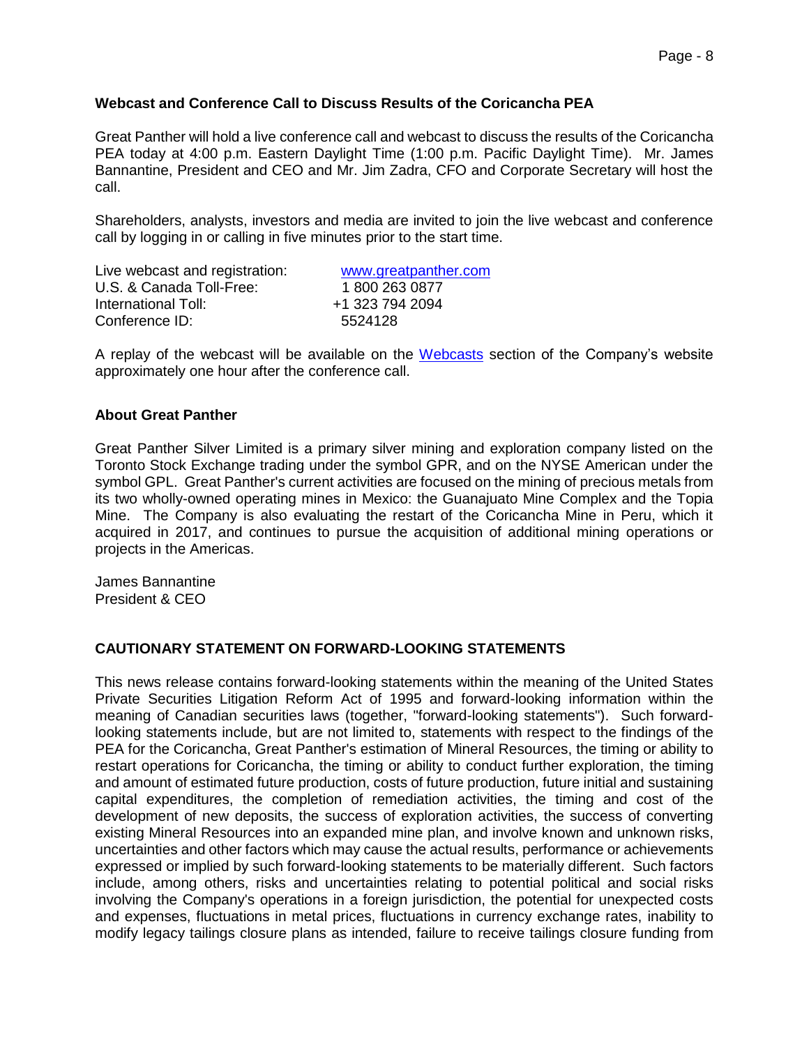**Webcast and Conference Call to Discuss Results of the Coricancha PEA**

Great Panther will hold a live conference call and webcast to discuss the results of the Coricancha PEA today at 4:00 p.m. Eastern Daylight Time (1:00 p.m. Pacific Daylight Time). Mr. James Bannantine, President and CEO and Mr. Jim Zadra, CFO and Corporate Secretary will host the call.

Shareholders, analysts, investors and media are invited to join the live webcast and conference call by logging in or calling in five minutes prior to the start time.

| | |
|---|---|
| Live webcast and registration: | [www.greatpanther.com](www.greatpanther.com) |
| U.S. & Canada Toll-Free: | 1 800 263 0877 |
| International Toll: | +1 323 794 2094 |
| Conference ID: | 5524128 |

A replay of the webcast will be available on the Webcasts section of the Company's website approximately one hour after the conference call.

**About Great Panther**

Great Panther Silver Limited is a primary silver mining and exploration company listed on the Toronto Stock Exchange trading under the symbol GPR, and on the NYSE American under the symbol GPL. Great Panther's current activities are focused on the mining of precious metals from its two wholly-owned operating mines in Mexico: the Guanajuato Mine Complex and the Topia Mine. The Company is also evaluating the restart of the Coricancha Mine in Peru, which it acquired in 2017, and continues to pursue the acquisition of additional mining operations or projects in the Americas.

James Bannantine
President & CEO

**CAUTIONARY STATEMENT ON FORWARD-LOOKING STATEMENTS**

This news release contains forward-looking statements within the meaning of the United States Private Securities Litigation Reform Act of 1995 and forward-looking information within the meaning of Canadian securities laws (together, "forward-looking statements"). Such forward-looking statements include, but are not limited to, statements with respect to the findings of the PEA for the Coricancha, Great Panther's estimation of Mineral Resources, the timing or ability to restart operations for Coricancha, the timing or ability to conduct further exploration, the timing and amount of estimated future production, costs of future production, future initial and sustaining capital expenditures, the completion of remediation activities, the timing and cost of the development of new deposits, the success of exploration activities, the success of converting existing Mineral Resources into an expanded mine plan, and involve known and unknown risks, uncertainties and other factors which may cause the actual results, performance or achievements expressed or implied by such forward-looking statements to be materially different. Such factors include, among others, risks and uncertainties relating to potential political and social risks involving the Company's operations in a foreign jurisdiction, the potential for unexpected costs and expenses, fluctuations in metal prices, fluctuations in currency exchange rates, inability to modify legacy tailings closure plans as intended, failure to receive tailings closure funding from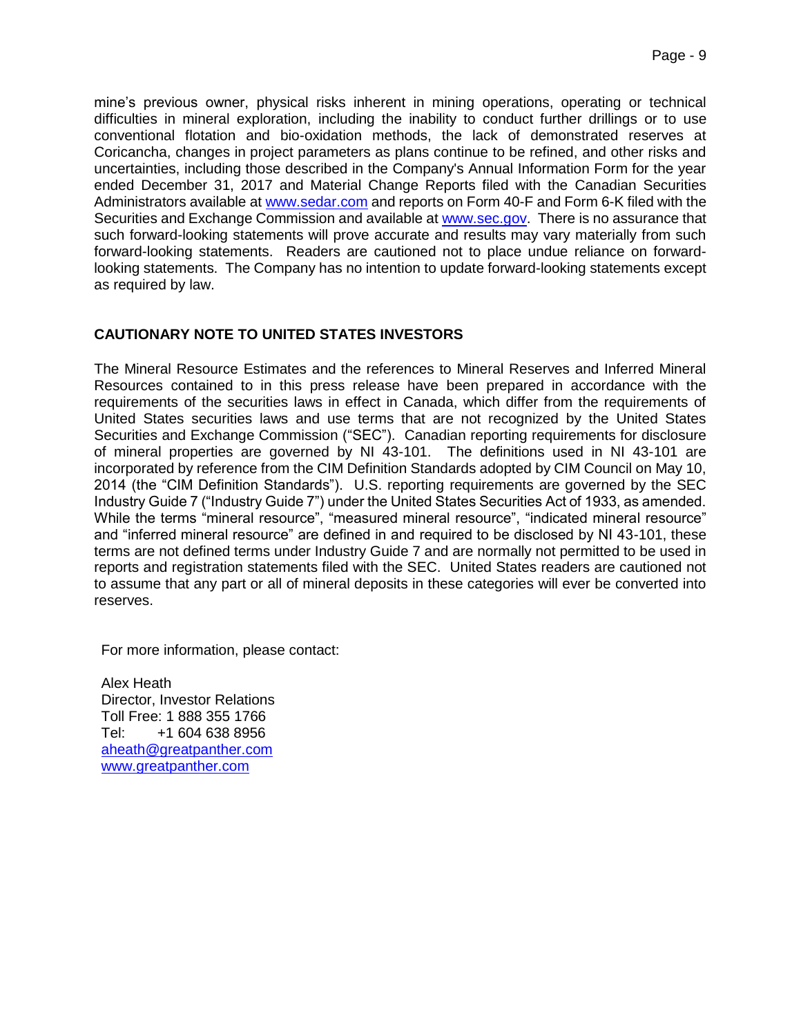mine's previous owner, physical risks inherent in mining operations, operating or technical difficulties in mineral exploration, including the inability to conduct further drillings or to use conventional flotation and bio-oxidation methods, the lack of demonstrated reserves at Coricancha, changes in project parameters as plans continue to be refined, and other risks and uncertainties, including those described in the Company's Annual Information Form for the year ended December 31, 2017 and Material Change Reports filed with the Canadian Securities Administrators available at www.sedar.com and reports on Form 40-F and Form 6-K filed with the Securities and Exchange Commission and available at www.sec.gov. There is no assurance that such forward-looking statements will prove accurate and results may vary materially from such forward-looking statements. Readers are cautioned not to place undue reliance on forward-looking statements. The Company has no intention to update forward-looking statements except as required by law.

**CAUTIONARY NOTE TO UNITED STATES INVESTORS**

The Mineral Resource Estimates and the references to Mineral Reserves and Inferred Mineral Resources contained to in this press release have been prepared in accordance with the requirements of the securities laws in effect in Canada, which differ from the requirements of United States securities laws and use terms that are not recognized by the United States Securities and Exchange Commission ("SEC"). Canadian reporting requirements for disclosure of mineral properties are governed by NI 43-101. The definitions used in NI 43-101 are incorporated by reference from the CIM Definition Standards adopted by CIM Council on May 10, 2014 (the "CIM Definition Standards"). U.S. reporting requirements are governed by the SEC Industry Guide 7 ("Industry Guide 7") under the United States Securities Act of 1933, as amended. While the terms "mineral resource", "measured mineral resource", "indicated mineral resource" and "inferred mineral resource" are defined in and required to be disclosed by NI 43-101, these terms are not defined terms under Industry Guide 7 and are normally not permitted to be used in reports and registration statements filed with the SEC. United States readers are cautioned not to assume that any part or all of mineral deposits in these categories will ever be converted into reserves.

For more information, please contact:

Alex Heath
Director, Investor Relations
Toll Free: 1 888 355 1766
Tel: +1 604 638 8956
aheath@greatpanther.com
www.greatpanther.com